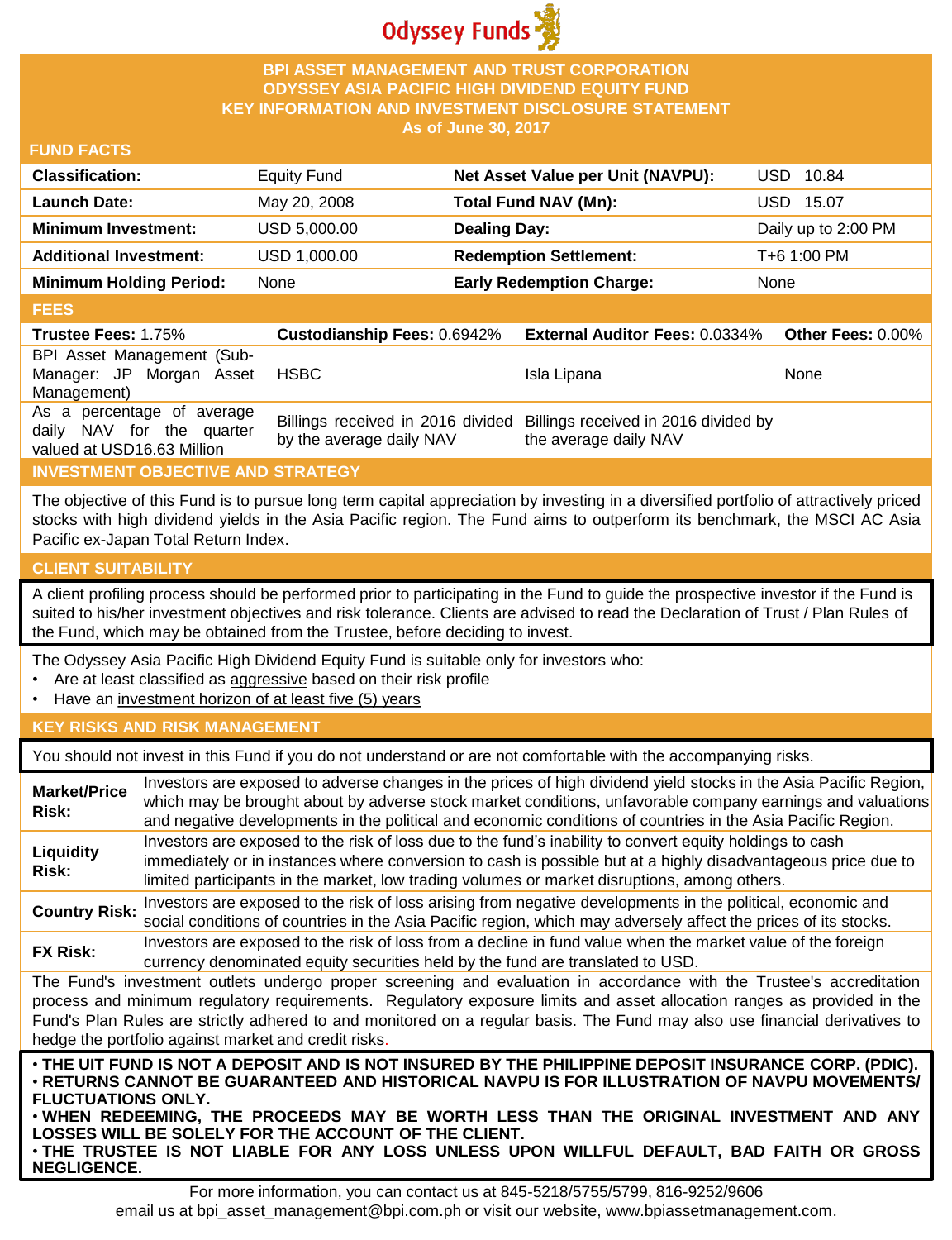# Odyssey Funds

## BPI ASSET MANAGEMENT AND TRUST CORPORATION
## ODYSSEY ASIA PACIFIC HIGH DIVIDEND EQUITY FUND
## KEY INFORMATION AND INVESTMENT DISCLOSURE STATEMENT
### As of June 30, 2017

### FUND FACTS

| | | | |
|---|---|---|---|
| **Classification:** | Equity Fund | **Net Asset Value per Unit (NAVPU):** | USD 10.84 |
| **Launch Date:** | May 20, 2008 | **Total Fund NAV (Mn):** | USD 15.07 |
| **Minimum Investment:** | USD 5,000.00 | **Dealing Day:** | Daily up to 2:00 PM |
| **Additional Investment:** | USD 1,000.00 | **Redemption Settlement:** | T+6 1:00 PM |
| **Minimum Holding Period:** | None | **Early Redemption Charge:** | None |

### FEES

| **Trustee Fees:** 1.75% | **Custodianship Fees:** 0.6942% | **External Auditor Fees:** 0.0334% | **Other Fees:** 0.00% |
|---|---|---|---|
| BPI Asset Management (Sub-Manager: JP Morgan Asset Management) | HSBC | Isla Lipana | None |
| As a percentage of average daily NAV for the quarter valued at USD16.63 Million | Billings received in 2016 divided by the average daily NAV | Billings received in 2016 divided by the average daily NAV | |

### INVESTMENT OBJECTIVE AND STRATEGY

The objective of this Fund is to pursue long term capital appreciation by investing in a diversified portfolio of attractively priced stocks with high dividend yields in the Asia Pacific region. The Fund aims to outperform its benchmark, the MSCI AC Asia Pacific ex-Japan Total Return Index.

### CLIENT SUITABILITY

A client profiling process should be performed prior to participating in the Fund to guide the prospective investor if the Fund is suited to his/her investment objectives and risk tolerance. Clients are advised to read the Declaration of Trust / Plan Rules of the Fund, which may be obtained from the Trustee, before deciding to invest.

The Odyssey Asia Pacific High Dividend Equity Fund is suitable only for investors who:

- Are at least classified as aggressive based on their risk profile
- Have an investment horizon of at least five (5) years

### KEY RISKS AND RISK MANAGEMENT

You should not invest in this Fund if you do not understand or are not comfortable with the accompanying risks.

| | |
|---|---|
| **Market/Price Risk:** | Investors are exposed to adverse changes in the prices of high dividend yield stocks in the Asia Pacific Region, which may be brought about by adverse stock market conditions, unfavorable company earnings and valuations and negative developments in the political and economic conditions of countries in the Asia Pacific Region. |
| **Liquidity Risk:** | Investors are exposed to the risk of loss due to the fund's inability to convert equity holdings to cash immediately or in instances where conversion to cash is possible but at a highly disadvantageous price due to limited participants in the market, low trading volumes or market disruptions, among others. |
| **Country Risk:** | Investors are exposed to the risk of loss arising from negative developments in the political, economic and social conditions of countries in the Asia Pacific region, which may adversely affect the prices of its stocks. |
| **FX Risk:** | Investors are exposed to the risk of loss from a decline in fund value when the market value of the foreign currency denominated equity securities held by the fund are translated to USD. |

The Fund's investment outlets undergo proper screening and evaluation in accordance with the Trustee's accreditation process and minimum regulatory requirements. Regulatory exposure limits and asset allocation ranges as provided in the Fund's Plan Rules are strictly adhered to and monitored on a regular basis. The Fund may also use financial derivatives to hedge the portfolio against market and credit risks.

- **THE UIT FUND IS NOT A DEPOSIT AND IS NOT INSURED BY THE PHILIPPINE DEPOSIT INSURANCE CORP. (PDIC).**
- **RETURNS CANNOT BE GUARANTEED AND HISTORICAL NAVPU IS FOR ILLUSTRATION OF NAVPU MOVEMENTS/ FLUCTUATIONS ONLY.**
- **WHEN REDEEMING, THE PROCEEDS MAY BE WORTH LESS THAN THE ORIGINAL INVESTMENT AND ANY LOSSES WILL BE SOLELY FOR THE ACCOUNT OF THE CLIENT.**
- **THE TRUSTEE IS NOT LIABLE FOR ANY LOSS UNLESS UPON WILLFUL DEFAULT, BAD FAITH OR GROSS NEGLIGENCE.**

For more information, you can contact us at 845-5218/5755/5799, 816-9252/9606
email us at bpi_asset_management@bpi.com.ph or visit our website, www.bpiassetmanagement.com.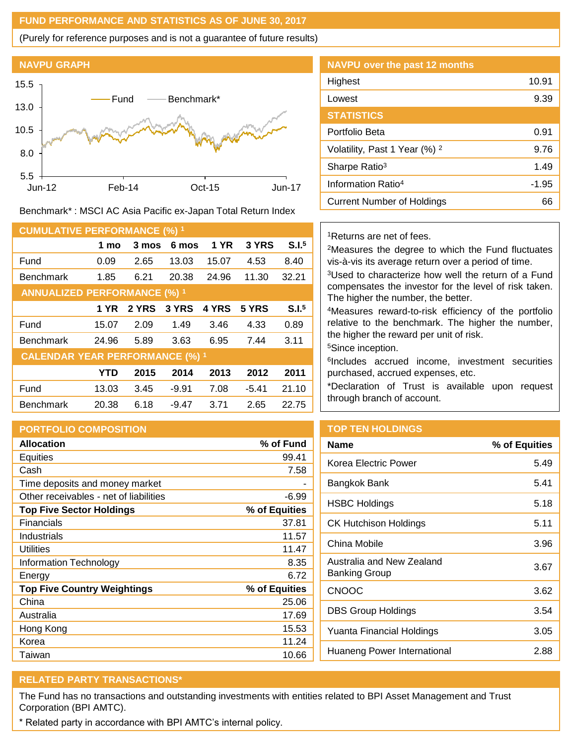## FUND PERFORMANCE AND STATISTICS AS OF JUNE 30, 2017

(Purely for reference purposes and is not a guarantee of future results)

### NAVPU GRAPH

Benchmark* : MSCI AC Asia Pacific ex-Japan Total Return Index

### NAVPU over the past 12 months

| | |
|---|---|
| Highest | 10.91 |
| Lowest | 9.39 |

### STATISTICS

| | |
|---|---|
| Portfolio Beta | 0.91 |
| Volatility, Past 1 Year (%) [2] | 9.76 |
| Sharpe Ratio[3] | 1.49 |
| Information Ratio[4] | -1.95 |
| Current Number of Holdings | 66 |

### CUMULATIVE PERFORMANCE (%) [1]

| | 1 mo | 3 mos | 6 mos | 1 YR | 3 YRS | S.I.[5] |
|---|---|---|---|---|---|---|
| Fund | 0.09 | 2.65 | 13.03 | 15.07 | 4.53 | 8.40 |
| Benchmark | 1.85 | 6.21 | 20.38 | 24.96 | 11.30 | 32.21 |

### ANNUALIZED PERFORMANCE (%) [1]

| | 1 YR | 2 YRS | 3 YRS | 4 YRS | 5 YRS | S.I.[5] |
|---|---|---|---|---|---|---|
| Fund | 15.07 | 2.09 | 1.49 | 3.46 | 4.33 | 0.89 |
| Benchmark | 24.96 | 5.89 | 3.63 | 6.95 | 7.44 | 3.11 |

### CALENDAR YEAR PERFORMANCE (%) [1]

| | YTD | 2015 | 2014 | 2013 | 2012 | 2011 |
|---|---|---|---|---|---|---|
| Fund | 13.03 | 3.45 | -9.91 | 7.08 | -5.41 | 21.10 |
| Benchmark | 20.38 | 6.18 | -9.47 | 3.71 | 2.65 | 22.75 |

[1]Returns are net of fees.
[2]Measures the degree to which the Fund fluctuates vis-à-vis its average return over a period of time.
[3]Used to characterize how well the return of a Fund compensates the investor for the level of risk taken. The higher the number, the better.
[4]Measures reward-to-risk efficiency of the portfolio relative to the benchmark. The higher the number, the higher the reward per unit of risk.
[5]Since inception.
[6]Includes accrued income, investment securities purchased, accrued expenses, etc.
*Declaration of Trust is available upon request through branch of account.

### PORTFOLIO COMPOSITION

| Allocation | % of Fund |
|---|---|
| Equities | 99.41 |
| Cash | 7.58 |
| Time deposits and money market | - |
| Other receivables - net of liabilities | -6.99 |
| **Top Five Sector Holdings** | **% of Equities** |
| Financials | 37.81 |
| Industrials | 11.57 |
| Utilities | 11.47 |
| Information Technology | 8.35 |
| Energy | 6.72 |
| **Top Five Country Weightings** | **% of Equities** |
| China | 25.06 |
| Australia | 17.69 |
| Hong Kong | 15.53 |
| Korea | 11.24 |
| Taiwan | 10.66 |

### TOP TEN HOLDINGS

| Name | % of Equities |
|---|---|
| Korea Electric Power | 5.49 |
| Bangkok Bank | 5.41 |
| HSBC Holdings | 5.18 |
| CK Hutchison Holdings | 5.11 |
| China Mobile | 3.96 |
| Australia and New Zealand Banking Group | 3.67 |
| CNOOC | 3.62 |
| DBS Group Holdings | 3.54 |
| Yuanta Financial Holdings | 3.05 |
| Huaneng Power International | 2.88 |

### RELATED PARTY TRANSACTIONS*

The Fund has no transactions and outstanding investments with entities related to BPI Asset Management and Trust Corporation (BPI AMTC).

* Related party in accordance with BPI AMTC's internal policy.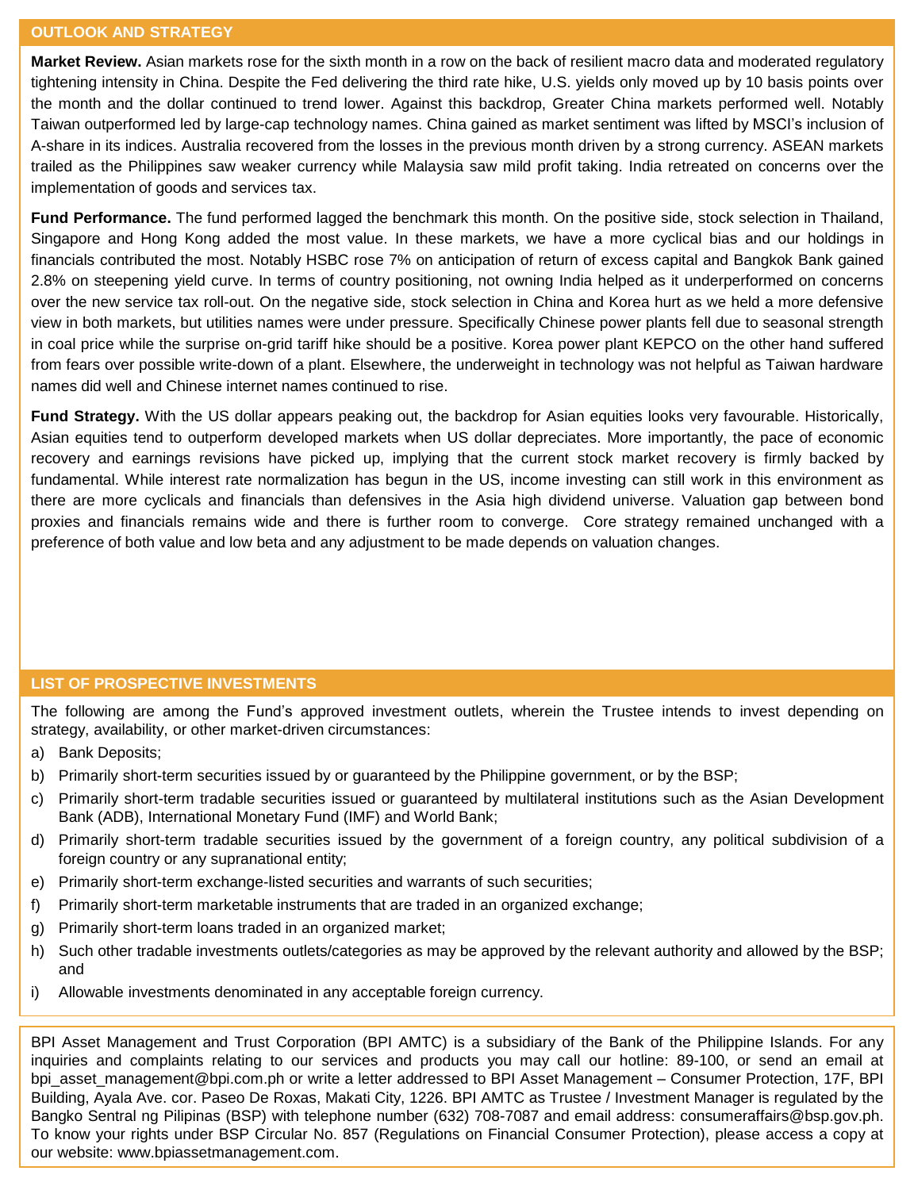## OUTLOOK AND STRATEGY

**Market Review.** Asian markets rose for the sixth month in a row on the back of resilient macro data and moderated regulatory tightening intensity in China. Despite the Fed delivering the third rate hike, U.S. yields only moved up by 10 basis points over the month and the dollar continued to trend lower. Against this backdrop, Greater China markets performed well. Notably Taiwan outperformed led by large-cap technology names. China gained as market sentiment was lifted by MSCI's inclusion of A-share in its indices. Australia recovered from the losses in the previous month driven by a strong currency. ASEAN markets trailed as the Philippines saw weaker currency while Malaysia saw mild profit taking. India retreated on concerns over the implementation of goods and services tax.

**Fund Performance.** The fund performed lagged the benchmark this month. On the positive side, stock selection in Thailand, Singapore and Hong Kong added the most value. In these markets, we have a more cyclical bias and our holdings in financials contributed the most. Notably HSBC rose 7% on anticipation of return of excess capital and Bangkok Bank gained 2.8% on steepening yield curve. In terms of country positioning, not owning India helped as it underperformed on concerns over the new service tax roll-out. On the negative side, stock selection in China and Korea hurt as we held a more defensive view in both markets, but utilities names were under pressure. Specifically Chinese power plants fell due to seasonal strength in coal price while the surprise on-grid tariff hike should be a positive. Korea power plant KEPCO on the other hand suffered from fears over possible write-down of a plant. Elsewhere, the underweight in technology was not helpful as Taiwan hardware names did well and Chinese internet names continued to rise.

**Fund Strategy.** With the US dollar appears peaking out, the backdrop for Asian equities looks very favourable. Historically, Asian equities tend to outperform developed markets when US dollar depreciates. More importantly, the pace of economic recovery and earnings revisions have picked up, implying that the current stock market recovery is firmly backed by fundamental. While interest rate normalization has begun in the US, income investing can still work in this environment as there are more cyclicals and financials than defensives in the Asia high dividend universe. Valuation gap between bond proxies and financials remains wide and there is further room to converge. Core strategy remained unchanged with a preference of both value and low beta and any adjustment to be made depends on valuation changes.

## LIST OF PROSPECTIVE INVESTMENTS

The following are among the Fund's approved investment outlets, wherein the Trustee intends to invest depending on strategy, availability, or other market-driven circumstances:

a) Bank Deposits;
b) Primarily short-term securities issued by or guaranteed by the Philippine government, or by the BSP;
c) Primarily short-term tradable securities issued or guaranteed by multilateral institutions such as the Asian Development Bank (ADB), International Monetary Fund (IMF) and World Bank;
d) Primarily short-term tradable securities issued by the government of a foreign country, any political subdivision of a foreign country or any supranational entity;
e) Primarily short-term exchange-listed securities and warrants of such securities;
f) Primarily short-term marketable instruments that are traded in an organized exchange;
g) Primarily short-term loans traded in an organized market;
h) Such other tradable investments outlets/categories as may be approved by the relevant authority and allowed by the BSP; and
i) Allowable investments denominated in any acceptable foreign currency.

BPI Asset Management and Trust Corporation (BPI AMTC) is a subsidiary of the Bank of the Philippine Islands. For any inquiries and complaints relating to our services and products you may call our hotline: 89-100, or send an email at bpi_asset_management@bpi.com.ph or write a letter addressed to BPI Asset Management – Consumer Protection, 17F, BPI Building, Ayala Ave. cor. Paseo De Roxas, Makati City, 1226. BPI AMTC as Trustee / Investment Manager is regulated by the Bangko Sentral ng Pilipinas (BSP) with telephone number (632) 708-7087 and email address: consumeraffairs@bsp.gov.ph. To know your rights under BSP Circular No. 857 (Regulations on Financial Consumer Protection), please access a copy at our website: www.bpiassetmanagement.com.